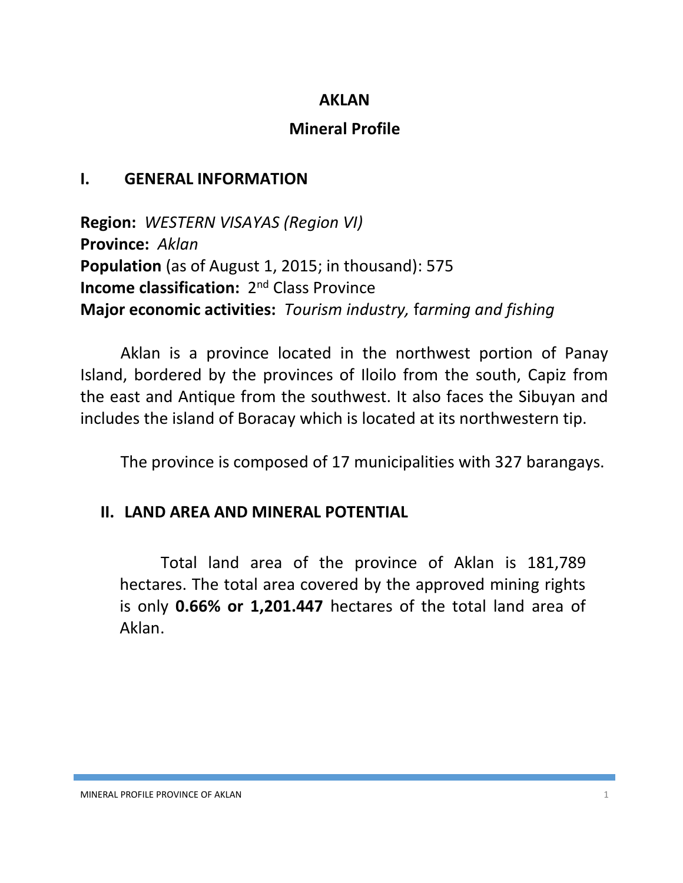# AKLAN

## Mineral Profile

## I. GENERAL INFORMATION

**Region:** *WESTERN VISAYAS (Region VI)*
**Province:** *Aklan*
**Population** (as of August 1, 2015; in thousand): 575
**Income classification:** 2nd Class Province
**Major economic activities:** *Tourism industry,* f*arming and fishing*

Aklan is a province located in the northwest portion of Panay Island, bordered by the provinces of Iloilo from the south, Capiz from the east and Antique from the southwest. It also faces the Sibuyan and includes the island of Boracay which is located at its northwestern tip.

The province is composed of 17 municipalities with 327 barangays.

## II. LAND AREA AND MINERAL POTENTIAL

Total land area of the province of Aklan is 181,789 hectares. The total area covered by the approved mining rights is only **0.66% or 1,201.447** hectares of the total land area of Aklan.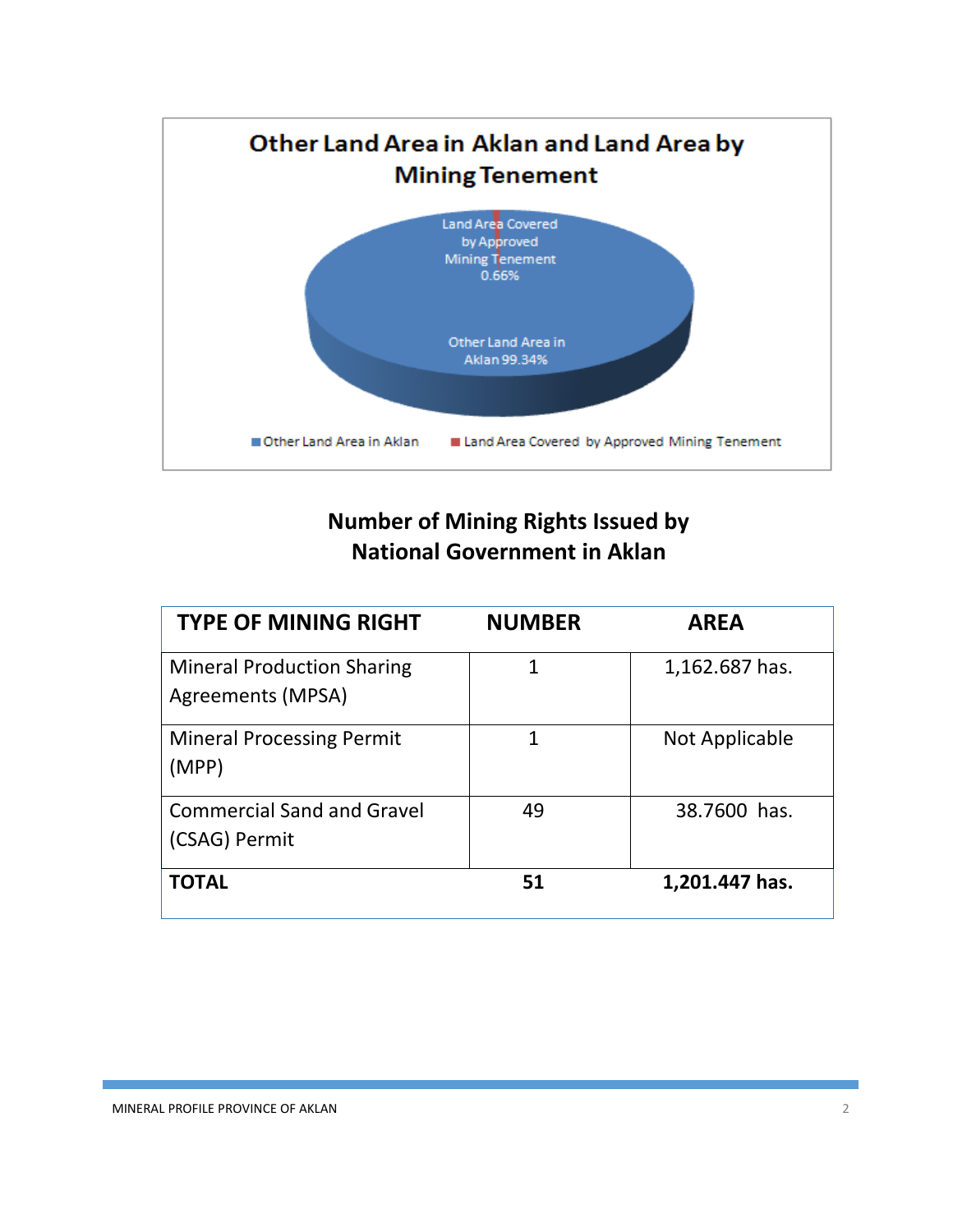**Other Land Area in Aklan and Land Area by Mining Tenement**

Land Area Covered by Approved Mining Tenement 0.66%

Other Land Area in Aklan 99.34%

■ Other Land Area in Aklan ■ Land Area Covered by Approved Mining Tenement

## Number of Mining Rights Issued by National Government in Aklan

| TYPE OF MINING RIGHT | NUMBER | AREA |
|---|---|---|
| Mineral Production Sharing Agreements (MPSA) | 1 | 1,162.687 has. |
| Mineral Processing Permit (MPP) | 1 | Not Applicable |
| Commercial Sand and Gravel (CSAG) Permit | 49 | 38.7600 has. |
| **TOTAL** | **51** | **1,201.447 has.** |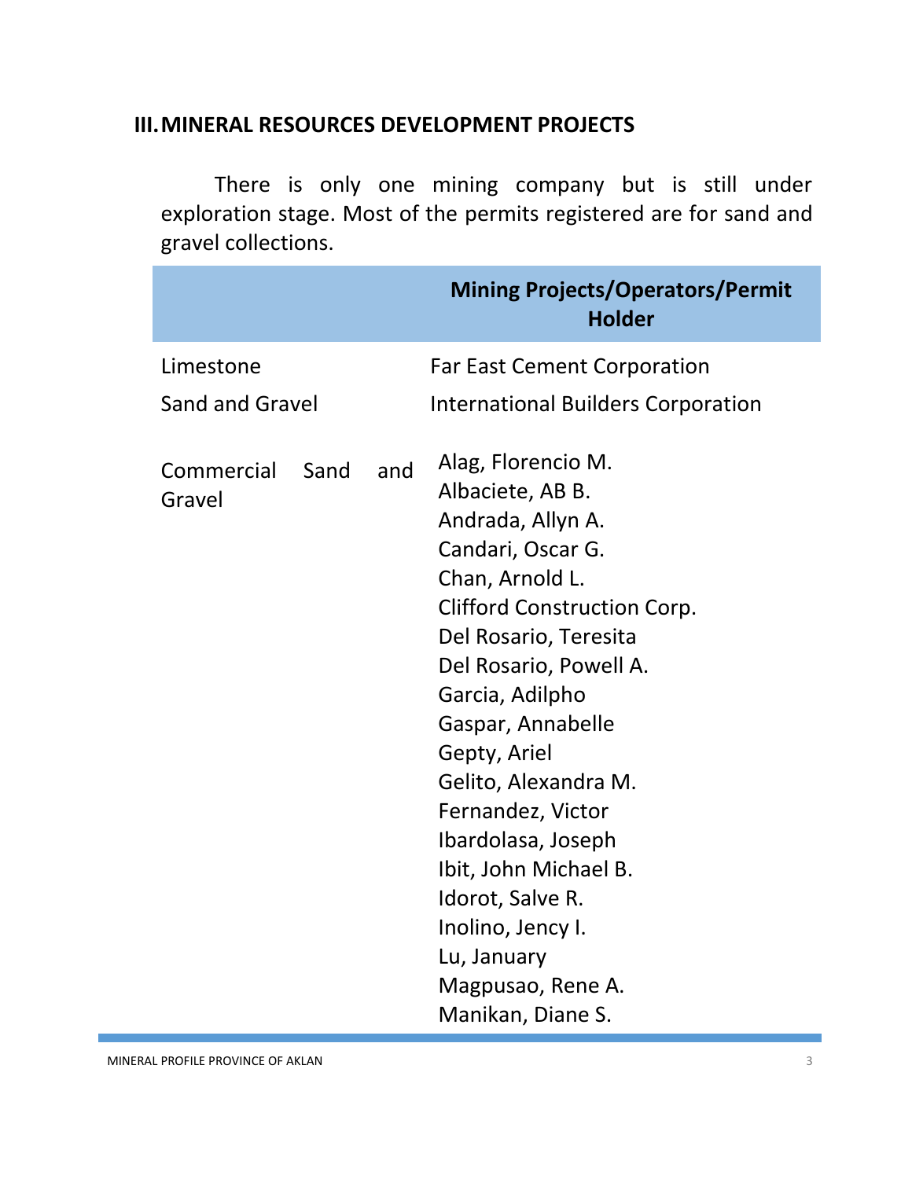## III. MINERAL RESOURCES DEVELOPMENT PROJECTS

There is only one mining company but is still under exploration stage. Most of the permits registered are for sand and gravel collections.

| | Mining Projects/Operators/Permit Holder |
|---|---|
| Limestone | Far East Cement Corporation |
| Sand and Gravel | International Builders Corporation |
| Commercial Sand and Gravel | Alag, Florencio M. |
| | Albaciete, AB B. |
| | Andrada, Allyn A. |
| | Candari, Oscar G. |
| | Chan, Arnold L. |
| | Clifford Construction Corp. |
| | Del Rosario, Teresita |
| | Del Rosario, Powell A. |
| | Garcia, Adilpho |
| | Gaspar, Annabelle |
| | Gepty, Ariel |
| | Gelito, Alexandra M. |
| | Fernandez, Victor |
| | Ibardolasa, Joseph |
| | Ibit, John Michael B. |
| | Idorot, Salve R. |
| | Inolino, Jency I. |
| | Lu, January |
| | Magpusao, Rene A. |
| | Manikan, Diane S. |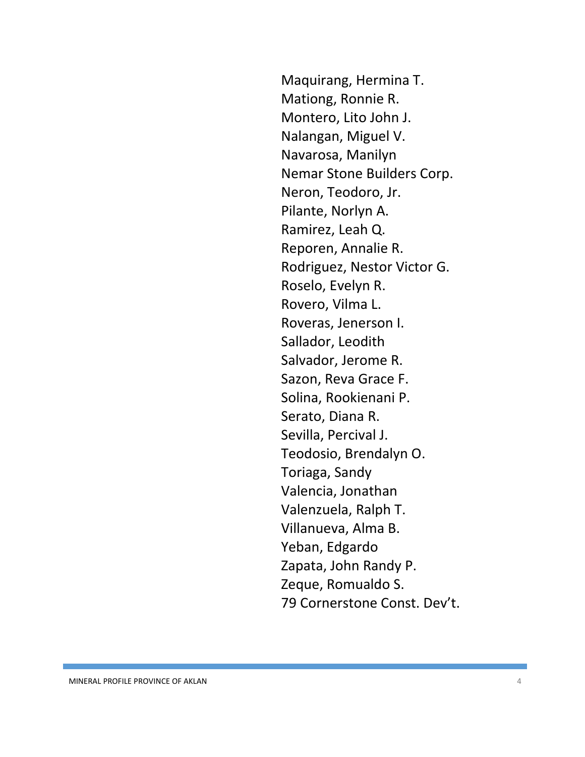Maquirang, Hermina T.
Mationg, Ronnie R.
Montero, Lito John J.
Nalangan, Miguel V.
Navarosa, Manilyn
Nemar Stone Builders Corp.
Neron, Teodoro, Jr.
Pilante, Norlyn A.
Ramirez, Leah Q.
Reporen, Annalie R.
Rodriguez, Nestor Victor G.
Roselo, Evelyn R.
Rovero, Vilma L.
Roveras, Jenerson I.
Sallador, Leodith
Salvador, Jerome R.
Sazon, Reva Grace F.
Solina, Rookienani P.
Serato, Diana R.
Sevilla, Percival J.
Teodosio, Brendalyn O.
Toriaga, Sandy
Valencia, Jonathan
Valenzuela, Ralph T.
Villanueva, Alma B.
Yeban, Edgardo
Zapata, John Randy P.
Zeque, Romualdo S.
79 Cornerstone Const. Dev't.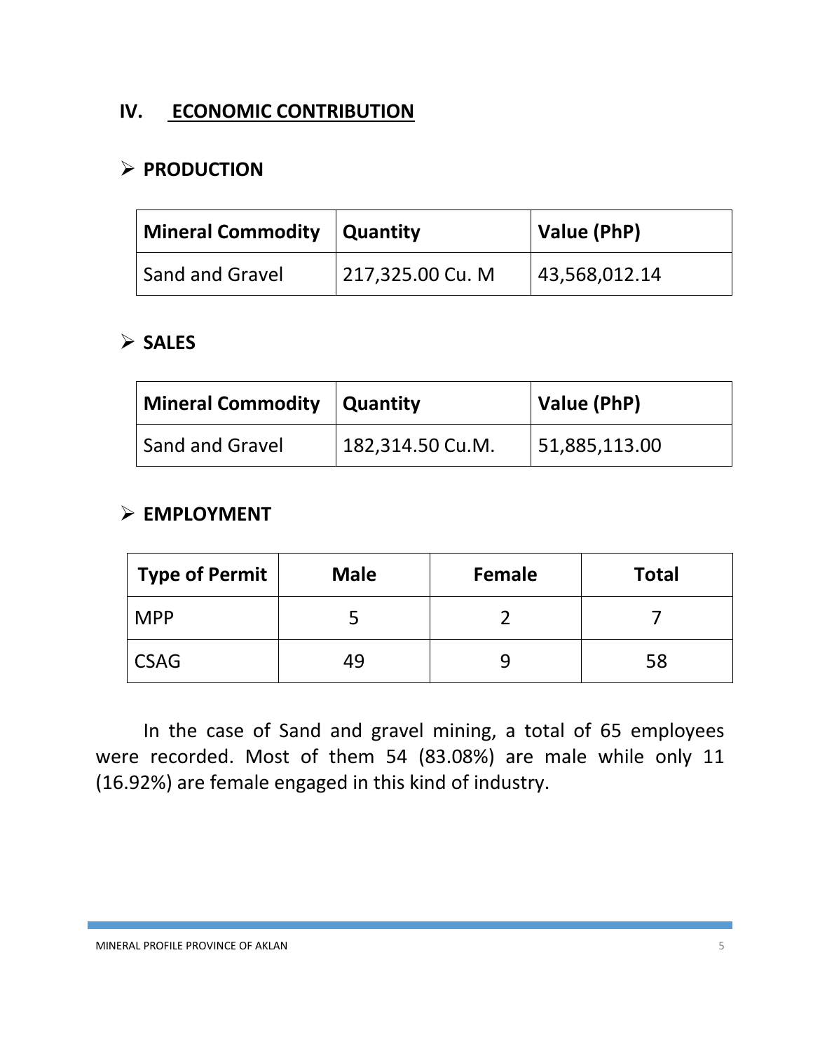# IV. ECONOMIC CONTRIBUTION

- **PRODUCTION**

| Mineral Commodity | Quantity | Value (PhP) |
|---|---|---|
| Sand and Gravel | 217,325.00 Cu. M | 43,568,012.14 |

- **SALES**

| Mineral Commodity | Quantity | Value (PhP) |
|---|---|---|
| Sand and Gravel | 182,314.50 Cu.M. | 51,885,113.00 |

- **EMPLOYMENT**

| Type of Permit | Male | Female | Total |
|---|---|---|---|
| MPP | 5 | 2 | 7 |
| CSAG | 49 | 9 | 58 |

In the case of Sand and gravel mining, a total of 65 employees were recorded. Most of them 54 (83.08%) are male while only 11 (16.92%) are female engaged in this kind of industry.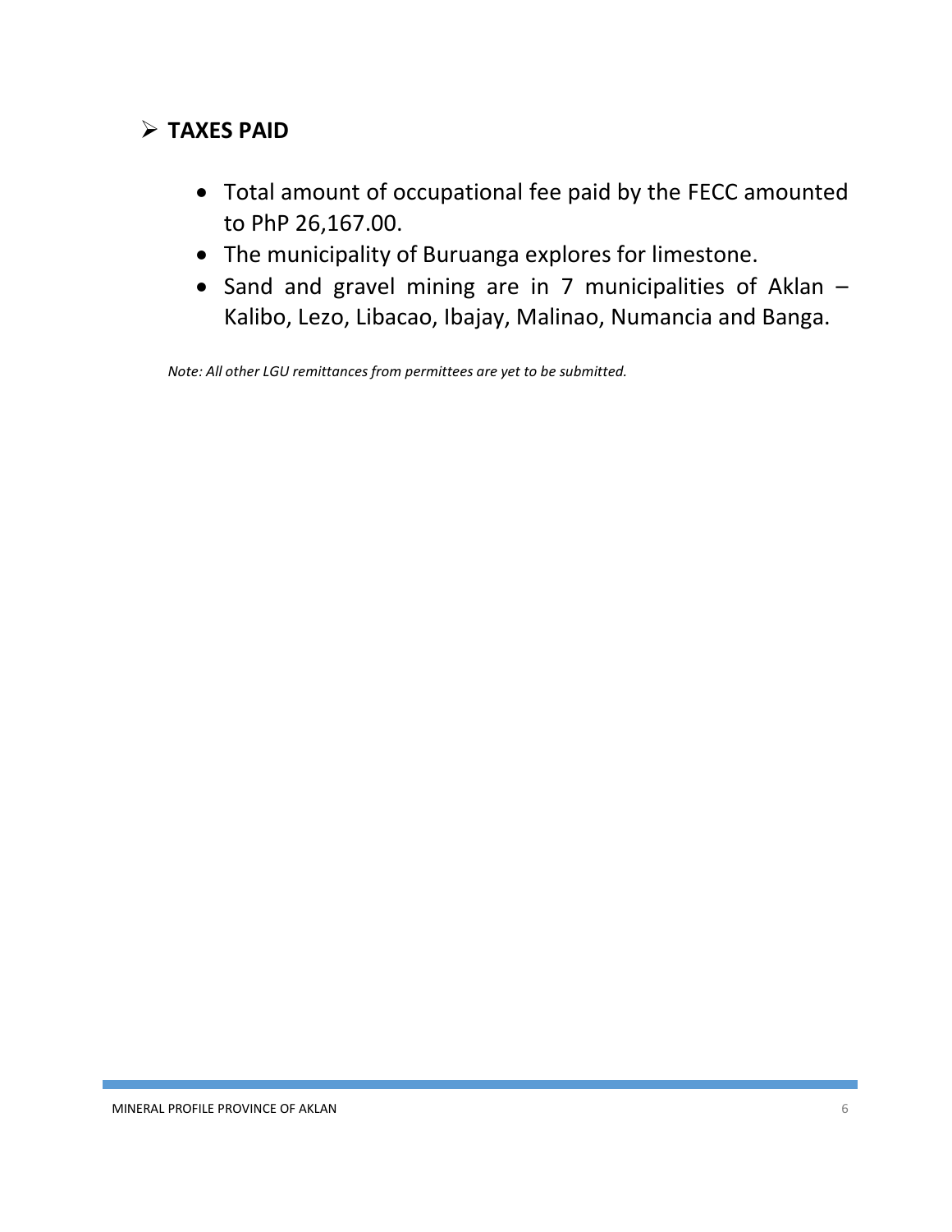## TAXES PAID

- Total amount of occupational fee paid by the FECC amounted to PhP 26,167.00.
- The municipality of Buruanga explores for limestone.
- Sand and gravel mining are in 7 municipalities of Aklan – Kalibo, Lezo, Libacao, Ibajay, Malinao, Numancia and Banga.

*Note: All other LGU remittances from permittees are yet to be submitted.*